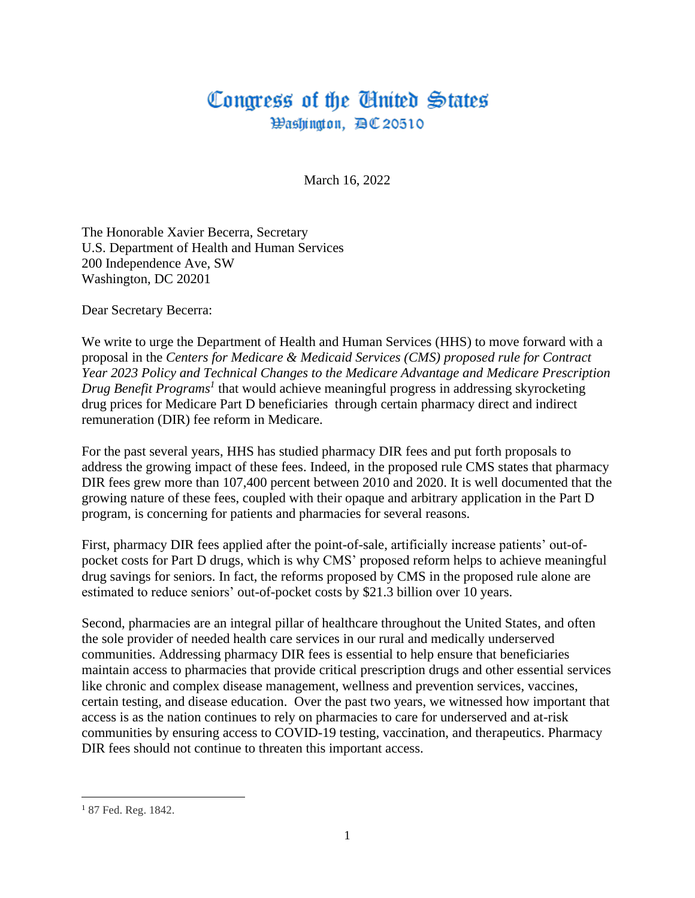# Congress of the United States

## Washington, DC 20510

March 16, 2022

The Honorable Xavier Becerra, Secretary
U.S. Department of Health and Human Services
200 Independence Ave, SW
Washington, DC 20201

Dear Secretary Becerra:

We write to urge the Department of Health and Human Services (HHS) to move forward with a proposal in the *Centers for Medicare & Medicaid Services (CMS) proposed rule for Contract Year 2023 Policy and Technical Changes to the Medicare Advantage and Medicare Prescription Drug Benefit Programs*[1] that would achieve meaningful progress in addressing skyrocketing drug prices for Medicare Part D beneficiaries through certain pharmacy direct and indirect remuneration (DIR) fee reform in Medicare.

For the past several years, HHS has studied pharmacy DIR fees and put forth proposals to address the growing impact of these fees. Indeed, in the proposed rule CMS states that pharmacy DIR fees grew more than 107,400 percent between 2010 and 2020. It is well documented that the growing nature of these fees, coupled with their opaque and arbitrary application in the Part D program, is concerning for patients and pharmacies for several reasons.

First, pharmacy DIR fees applied after the point-of-sale, artificially increase patients' out-of-pocket costs for Part D drugs, which is why CMS' proposed reform helps to achieve meaningful drug savings for seniors. In fact, the reforms proposed by CMS in the proposed rule alone are estimated to reduce seniors' out-of-pocket costs by $21.3 billion over 10 years.

Second, pharmacies are an integral pillar of healthcare throughout the United States, and often the sole provider of needed health care services in our rural and medically underserved communities. Addressing pharmacy DIR fees is essential to help ensure that beneficiaries maintain access to pharmacies that provide critical prescription drugs and other essential services like chronic and complex disease management, wellness and prevention services, vaccines, certain testing, and disease education. Over the past two years, we witnessed how important that access is as the nation continues to rely on pharmacies to care for underserved and at-risk communities by ensuring access to COVID-19 testing, vaccination, and therapeutics. Pharmacy DIR fees should not continue to threaten this important access.

---

[1] 87 Fed. Reg. 1842.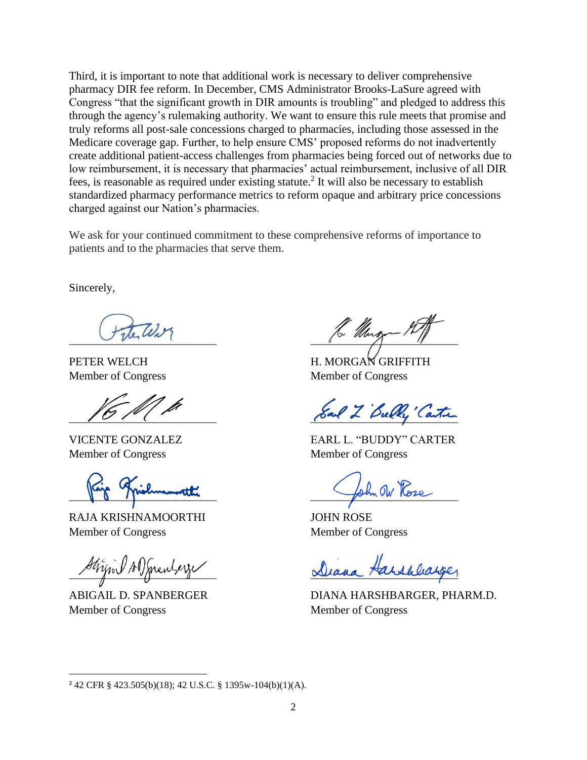Third, it is important to note that additional work is necessary to deliver comprehensive pharmacy DIR fee reform. In December, CMS Administrator Brooks-LaSure agreed with Congress "that the significant growth in DIR amounts is troubling" and pledged to address this through the agency's rulemaking authority. We want to ensure this rule meets that promise and truly reforms all post-sale concessions charged to pharmacies, including those assessed in the Medicare coverage gap. Further, to help ensure CMS' proposed reforms do not inadvertently create additional patient-access challenges from pharmacies being forced out of networks due to low reimbursement, it is necessary that pharmacies' actual reimbursement, inclusive of all DIR fees, is reasonable as required under existing statute.[2] It will also be necessary to establish standardized pharmacy performance metrics to reform opaque and arbitrary price concessions charged against our Nation's pharmacies.

We ask for your continued commitment to these comprehensive reforms of importance to patients and to the pharmacies that serve them.

Sincerely,

PETER WELCH
Member of Congress

H. MORGAN GRIFFITH
Member of Congress

VICENTE GONZALEZ
Member of Congress

EARL L. "BUDDY" CARTER
Member of Congress

RAJA KRISHNAMOORTHI
Member of Congress

JOHN ROSE
Member of Congress

ABIGAIL D. SPANBERGER
Member of Congress

DIANA HARSHBARGER, PHARM.D.
Member of Congress

---

[2] 42 CFR § 423.505(b)(18); 42 U.S.C. § 1395w-104(b)(1)(A).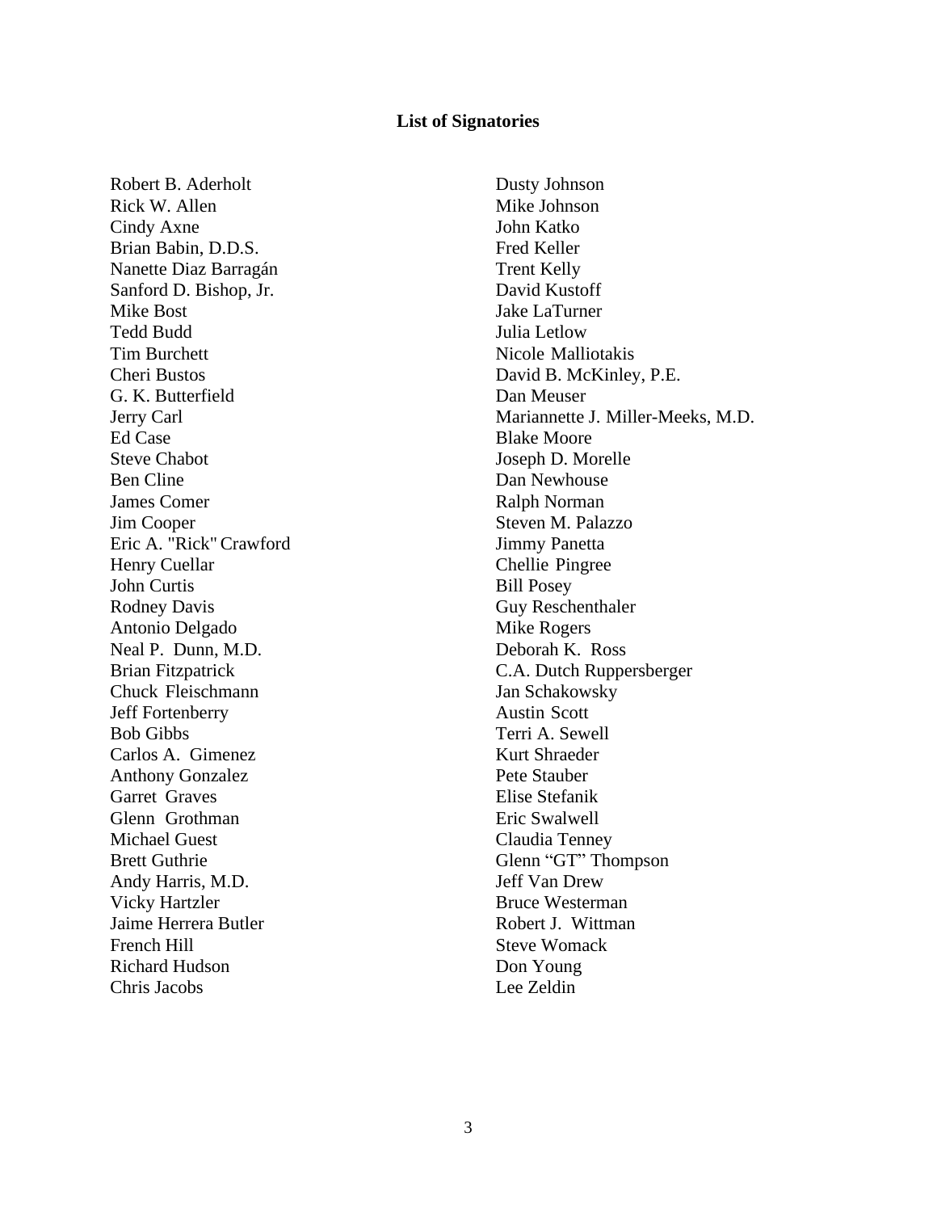**List of Signatories**

Robert B. Aderholt
Rick W. Allen
Cindy Axne
Brian Babin, D.D.S.
Nanette Diaz Barragán
Sanford D. Bishop, Jr.
Mike Bost
Tedd Budd
Tim Burchett
Cheri Bustos
G. K. Butterfield
Jerry Carl
Ed Case
Steve Chabot
Ben Cline
James Comer
Jim Cooper
Eric A. "Rick" Crawford
Henry Cuellar
John Curtis
Rodney Davis
Antonio Delgado
Neal P. Dunn, M.D.
Brian Fitzpatrick
Chuck Fleischmann
Jeff Fortenberry
Bob Gibbs
Carlos A. Gimenez
Anthony Gonzalez
Garret Graves
Glenn Grothman
Michael Guest
Brett Guthrie
Andy Harris, M.D.
Vicky Hartzler
Jaime Herrera Butler
French Hill
Richard Hudson
Chris Jacobs
Dusty Johnson
Mike Johnson
John Katko
Fred Keller
Trent Kelly
David Kustoff
Jake LaTurner
Julia Letlow
Nicole Malliotakis
David B. McKinley, P.E.
Dan Meuser
Mariannette J. Miller-Meeks, M.D.
Blake Moore
Joseph D. Morelle
Dan Newhouse
Ralph Norman
Steven M. Palazzo
Jimmy Panetta
Chellie Pingree
Bill Posey
Guy Reschenthaler
Mike Rogers
Deborah K. Ross
C.A. Dutch Ruppersberger
Jan Schakowsky
Austin Scott
Terri A. Sewell
Kurt Shraeder
Pete Stauber
Elise Stefanik
Eric Swalwell
Claudia Tenney
Glenn "GT" Thompson
Jeff Van Drew
Bruce Westerman
Robert J. Wittman
Steve Womack
Don Young
Lee Zeldin